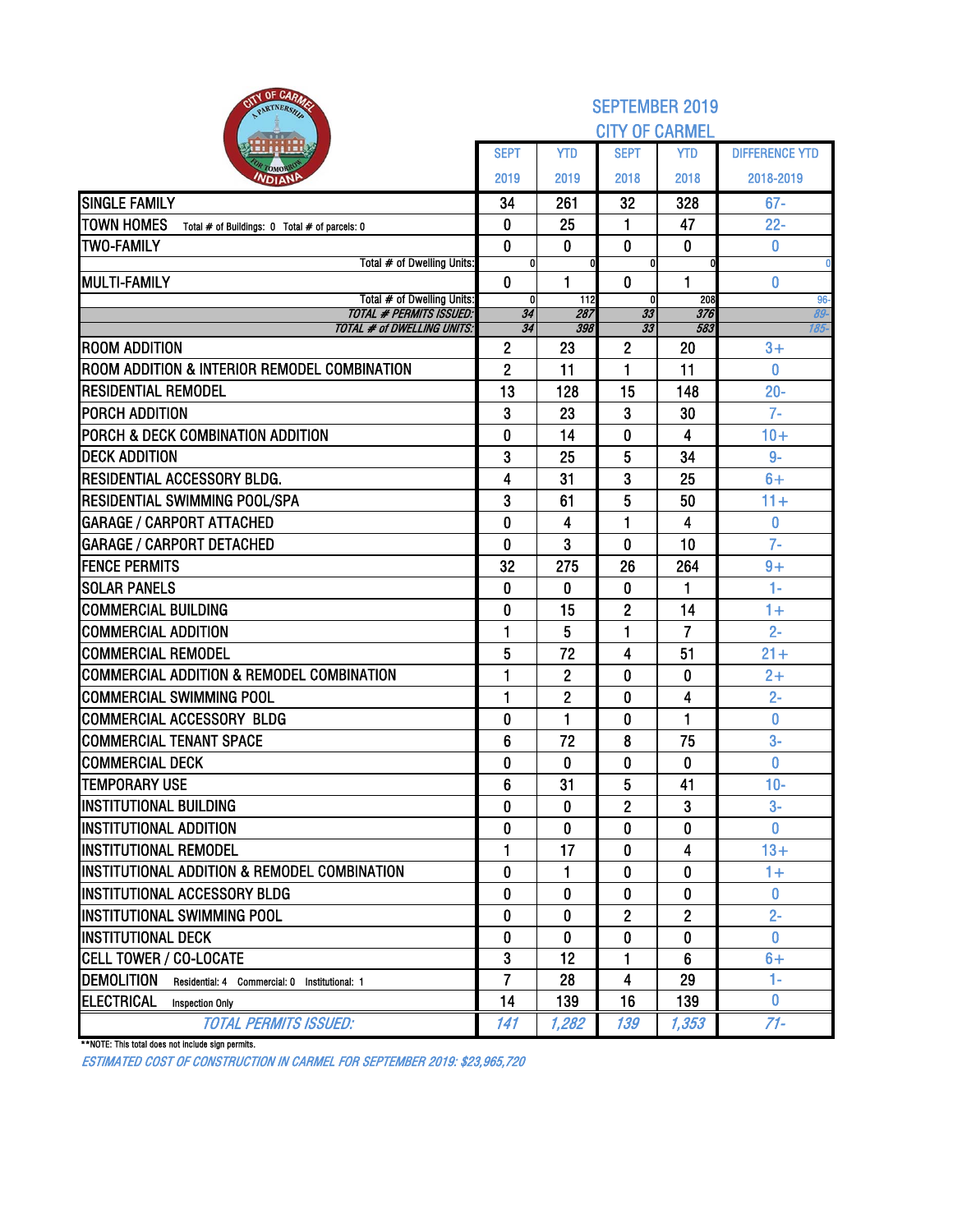# SEPTEMBER 2019
## CITY OF CARMEL

| | SEPT 2019 | YTD 2019 | SEPT 2018 | YTD 2018 | DIFFERENCE YTD 2018-2019 |
|---|---|---|---|---|---|
| SINGLE FAMILY | 34 | 261 | 32 | 328 | 67- |
| TOWN HOMES Total # of Buildings: 0 Total # of parcels: 0 | 0 | 25 | 1 | 47 | 22- |
| TWO-FAMILY | 0 | 0 | 0 | 0 | 0 |
| Total # of Dwelling Units: | 0 | 0 | 0 | 0 | 0 |
| MULTI-FAMILY | 0 | 1 | 0 | 1 | 0 |
| Total # of Dwelling Units: | 0 | 112 | 0 | 208 | 96- |
| *TOTAL # PERMITS ISSUED:* | *34* | *287* | *33* | *376* | *89-* |
| *TOTAL # of DWELLING UNITS:* | *34* | *398* | *33* | *583* | *185-* |
| ROOM ADDITION | 2 | 23 | 2 | 20 | 3+ |
| ROOM ADDITION & INTERIOR REMODEL COMBINATION | 2 | 11 | 1 | 11 | 0 |
| RESIDENTIAL REMODEL | 13 | 128 | 15 | 148 | 20- |
| PORCH ADDITION | 3 | 23 | 3 | 30 | 7- |
| PORCH & DECK COMBINATION ADDITION | 0 | 14 | 0 | 4 | 10+ |
| DECK ADDITION | 3 | 25 | 5 | 34 | 9- |
| RESIDENTIAL ACCESSORY BLDG. | 4 | 31 | 3 | 25 | 6+ |
| RESIDENTIAL SWIMMING POOL/SPA | 3 | 61 | 5 | 50 | 11+ |
| GARAGE / CARPORT ATTACHED | 0 | 4 | 1 | 4 | 0 |
| GARAGE / CARPORT DETACHED | 0 | 3 | 0 | 10 | 7- |
| FENCE PERMITS | 32 | 275 | 26 | 264 | 9+ |
| SOLAR PANELS | 0 | 0 | 0 | 1 | 1- |
| COMMERCIAL BUILDING | 0 | 15 | 2 | 14 | 1+ |
| COMMERCIAL ADDITION | 1 | 5 | 1 | 7 | 2- |
| COMMERCIAL REMODEL | 5 | 72 | 4 | 51 | 21+ |
| COMMERCIAL ADDITION & REMODEL COMBINATION | 1 | 2 | 0 | 0 | 2+ |
| COMMERCIAL SWIMMING POOL | 1 | 2 | 0 | 4 | 2- |
| COMMERCIAL ACCESSORY BLDG | 0 | 1 | 0 | 1 | 0 |
| COMMERCIAL TENANT SPACE | 6 | 72 | 8 | 75 | 3- |
| COMMERCIAL DECK | 0 | 0 | 0 | 0 | 0 |
| TEMPORARY USE | 6 | 31 | 5 | 41 | 10- |
| INSTITUTIONAL BUILDING | 0 | 0 | 2 | 3 | 3- |
| INSTITUTIONAL ADDITION | 0 | 0 | 0 | 0 | 0 |
| INSTITUTIONAL REMODEL | 1 | 17 | 0 | 4 | 13+ |
| INSTITUTIONAL ADDITION & REMODEL COMBINATION | 0 | 1 | 0 | 0 | 1+ |
| INSTITUTIONAL ACCESSORY BLDG | 0 | 0 | 0 | 0 | 0 |
| INSTITUTIONAL SWIMMING POOL | 0 | 0 | 2 | 2 | 2- |
| INSTITUTIONAL DECK | 0 | 0 | 0 | 0 | 0 |
| CELL TOWER / CO-LOCATE | 3 | 12 | 1 | 6 | 6+ |
| DEMOLITION Residential: 4 Commercial: 0 Institutional: 1 | 7 | 28 | 4 | 29 | 1- |
| ELECTRICAL Inspection Only | 14 | 139 | 16 | 139 | 0 |
| *TOTAL PERMITS ISSUED:* | *141* | *1,282* | *139* | *1,353* | *71-* |

**NOTE: This total does not include sign permits.

*ESTIMATED COST OF CONSTRUCTION IN CARMEL FOR SEPTEMBER 2019: $23,965,720*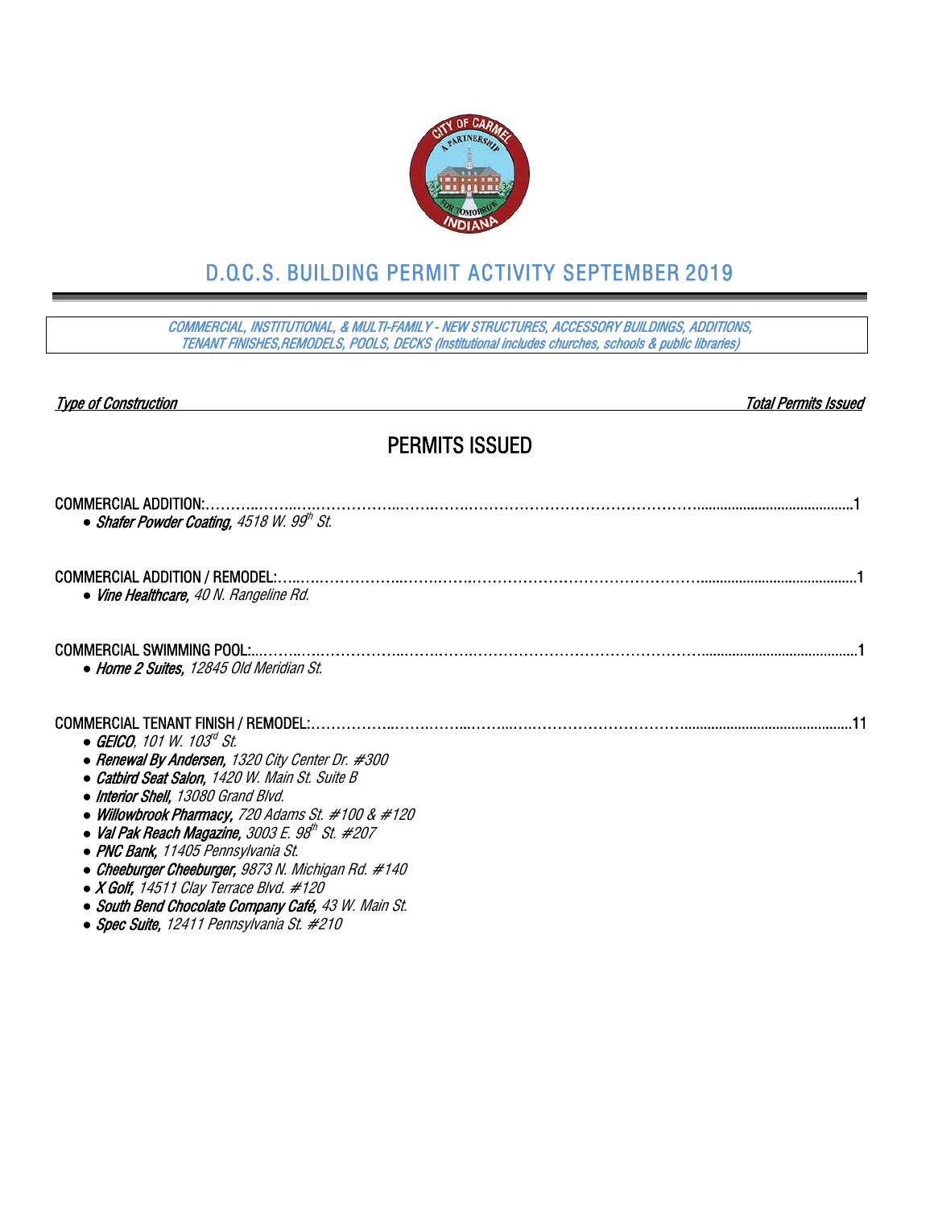# D.O.C.S. BUILDING PERMIT ACTIVITY SEPTEMBER 2019

*COMMERCIAL, INSTITUTIONAL, & MULTI-FAMILY - NEW STRUCTURES, ACCESSORY BUILDINGS, ADDITIONS, TENANT FINISHES,REMODELS, POOLS, DECKS (Institutional includes churches, schools & public libraries)*

*Type of Construction* *Total Permits Issued*

## PERMITS ISSUED

COMMERCIAL ADDITION:……………………………………………………………………………………………1

- ***Shafer Powder Coating,*** *4518 W. 99th St.*

COMMERCIAL ADDITION / REMODEL:……………………………………………………………………………1

- ***Vine Healthcare,*** *40 N. Rangeline Rd.*

COMMERCIAL SWIMMING POOL:…………………………………………………………………………………1

- ***Home 2 Suites,*** *12845 Old Meridian St.*

COMMERCIAL TENANT FINISH / REMODEL:……………………………………………………………………11

- ***GEICO****, 101 W. 103rd St.*
- ***Renewal By Andersen,*** *1320 City Center Dr. #300*
- ***Catbird Seat Salon,*** *1420 W. Main St. Suite B*
- ***Interior Shell,*** *13080 Grand Blvd.*
- ***Willowbrook Pharmacy,*** *720 Adams St. #100 & #120*
- ***Val Pak Reach Magazine,*** *3003 E. 98th St. #207*
- ***PNC Bank,*** *11405 Pennsylvania St.*
- ***Cheeburger Cheeburger,*** *9873 N. Michigan Rd. #140*
- ***X Golf,*** *14511 Clay Terrace Blvd. #120*
- ***South Bend Chocolate Company Café,*** *43 W. Main St.*
- ***Spec Suite,*** *12411 Pennsylvania St. #210*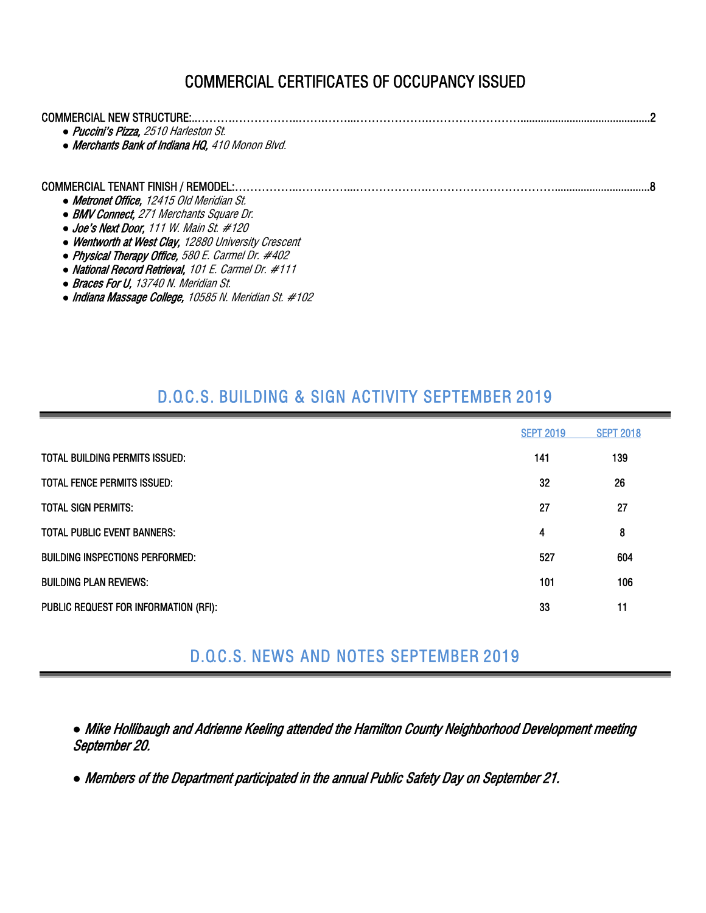# COMMERCIAL CERTIFICATES OF OCCUPANCY ISSUED

COMMERCIAL NEW STRUCTURE:...........................................................................................................2

- ***Puccini's Pizza,*** *2510 Harleston St.*
- ***Merchants Bank of Indiana HQ,*** *410 Monon Blvd.*

COMMERCIAL TENANT FINISH / REMODEL:.......................................................................................8

- ***Metronet Office,*** *12415 Old Meridian St.*
- ***BMV Connect,*** *271 Merchants Square Dr.*
- ***Joe's Next Door,*** *111 W. Main St. #120*
- ***Wentworth at West Clay,*** *12880 University Crescent*
- ***Physical Therapy Office,*** *580 E. Carmel Dr. #402*
- ***National Record Retrieval,*** *101 E. Carmel Dr. #111*
- ***Braces For U,*** *13740 N. Meridian St.*
- ***Indiana Massage College,*** *10585 N. Meridian St. #102*

## D.O.C.S. BUILDING & SIGN ACTIVITY SEPTEMBER 2019

| | SEPT 2019 | SEPT 2018 |
|---|---|---|
| TOTAL BUILDING PERMITS ISSUED: | 141 | 139 |
| TOTAL FENCE PERMITS ISSUED: | 32 | 26 |
| TOTAL SIGN PERMITS: | 27 | 27 |
| TOTAL PUBLIC EVENT BANNERS: | 4 | 8 |
| BUILDING INSPECTIONS PERFORMED: | 527 | 604 |
| BUILDING PLAN REVIEWS: | 101 | 106 |
| PUBLIC REQUEST FOR INFORMATION (RFI): | 33 | 11 |

## D.O.C.S. NEWS AND NOTES SEPTEMBER 2019

- *Mike Hollibaugh and Adrienne Keeling attended the Hamilton County Neighborhood Development meeting September 20.*
- *Members of the Department participated in the annual Public Safety Day on September 21.*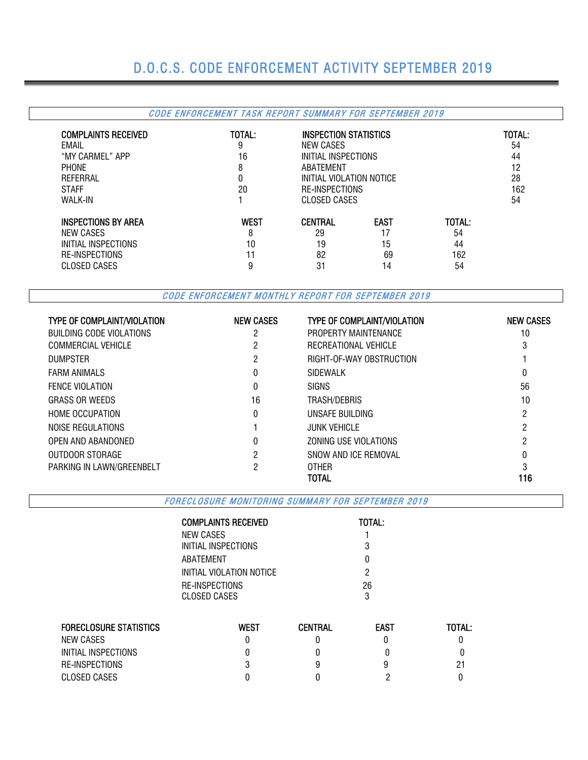# D.O.C.S. CODE ENFORCEMENT ACTIVITY SEPTEMBER 2019

## *CODE ENFORCEMENT TASK REPORT SUMMARY FOR SEPTEMBER 2019*

| COMPLAINTS RECEIVED | TOTAL: | INSPECTION STATISTICS | TOTAL: |
|---|---|---|---|
| EMAIL | 9 | NEW CASES | 54 |
| "MY CARMEL" APP | 16 | INITIAL INSPECTIONS | 44 |
| PHONE | 8 | ABATEMENT | 12 |
| REFERRAL | 0 | INITIAL VIOLATION NOTICE | 28 |
| STAFF | 20 | RE-INSPECTIONS | 162 |
| WALK-IN | 1 | CLOSED CASES | 54 |

| INSPECTIONS BY AREA | WEST | CENTRAL | EAST | TOTAL: |
|---|---|---|---|---|
| NEW CASES | 8 | 29 | 17 | 54 |
| INITIAL INSPECTIONS | 10 | 19 | 15 | 44 |
| RE-INSPECTIONS | 11 | 82 | 69 | 162 |
| CLOSED CASES | 9 | 31 | 14 | 54 |

## *CODE ENFORCEMENT MONTHLY REPORT FOR SEPTEMBER 2019*

| TYPE OF COMPLAINT/VIOLATION | NEW CASES | TYPE OF COMPLAINT/VIOLATION | NEW CASES |
|---|---|---|---|
| BUILDING CODE VIOLATIONS | 2 | PROPERTY MAINTENANCE | 10 |
| COMMERCIAL VEHICLE | 2 | RECREATIONAL VEHICLE | 3 |
| DUMPSTER | 2 | RIGHT-OF-WAY OBSTRUCTION | 1 |
| FARM ANIMALS | 0 | SIDEWALK | 0 |
| FENCE VIOLATION | 0 | SIGNS | 56 |
| GRASS OR WEEDS | 16 | TRASH/DEBRIS | 10 |
| HOME OCCUPATION | 0 | UNSAFE BUILDING | 2 |
| NOISE REGULATIONS | 1 | JUNK VEHICLE | 2 |
| OPEN AND ABANDONED | 0 | ZONING USE VIOLATIONS | 2 |
| OUTDOOR STORAGE | 2 | SNOW AND ICE REMOVAL | 0 |
| PARKING IN LAWN/GREENBELT | 2 | OTHER | 3 |
| | | **TOTAL** | **116** |

## *FORECLOSURE MONITORING SUMMARY FOR SEPTEMBER 2019*

| COMPLAINTS RECEIVED | TOTAL: |
|---|---|
| NEW CASES | 1 |
| INITIAL INSPECTIONS | 3 |
| ABATEMENT | 0 |
| INITIAL VIOLATION NOTICE | 2 |
| RE-INSPECTIONS | 26 |
| CLOSED CASES | 3 |

| FORECLOSURE STATISTICS | WEST | CENTRAL | EAST | TOTAL: |
|---|---|---|---|---|
| NEW CASES | 0 | 0 | 0 | 0 |
| INITIAL INSPECTIONS | 0 | 0 | 0 | 0 |
| RE-INSPECTIONS | 3 | 9 | 9 | 21 |
| CLOSED CASES | 0 | 0 | 2 | 0 |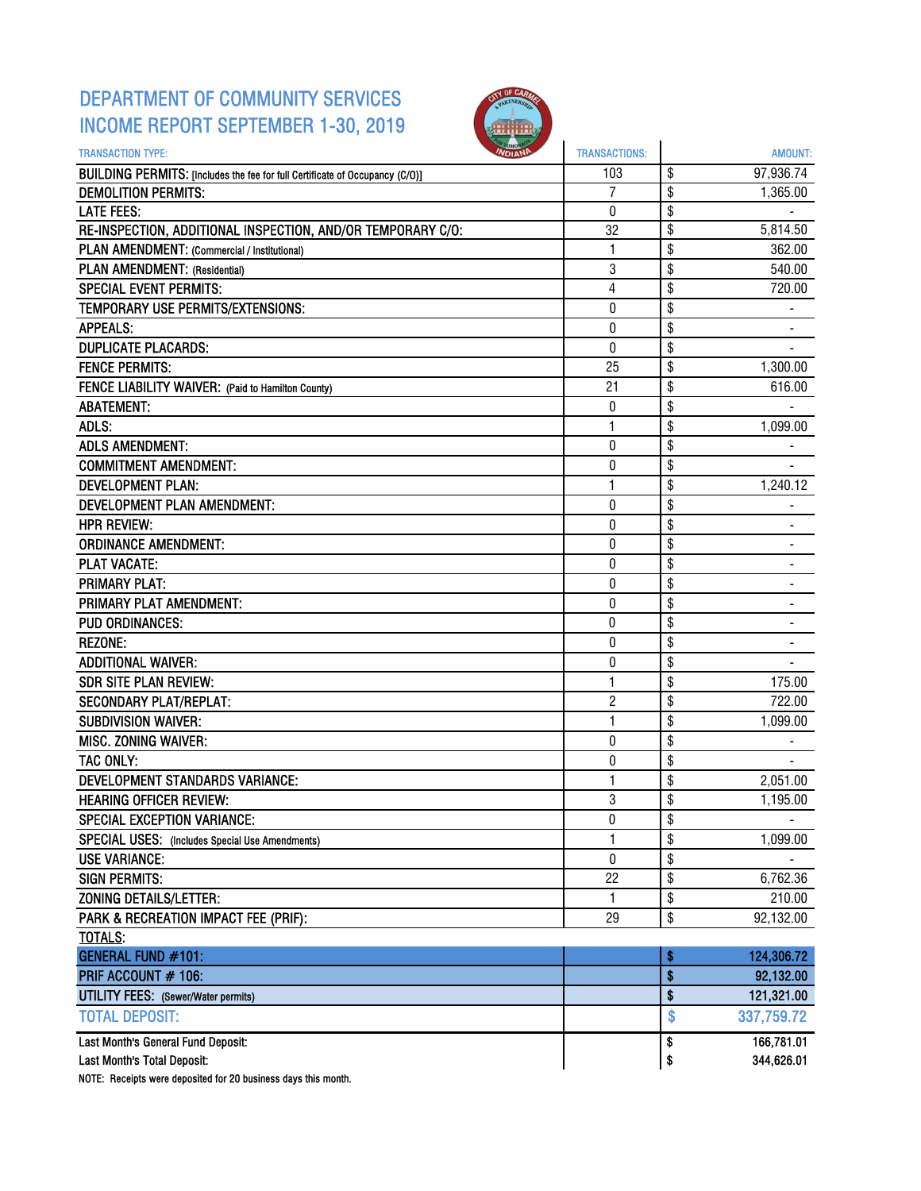# DEPARTMENT OF COMMUNITY SERVICES
# INCOME REPORT SEPTEMBER 1-30, 2019

| TRANSACTION TYPE: | TRANSACTIONS: | AMOUNT: |
|---|---|---|
| BUILDING PERMITS: [Includes the fee for full Certificate of Occupancy (C/O)] | 103 | $ 97,936.74 |
| DEMOLITION PERMITS: | 7 | $ 1,365.00 |
| LATE FEES: | 0 | $ - |
| RE-INSPECTION, ADDITIONAL INSPECTION, AND/OR TEMPORARY C/O: | 32 | $ 5,814.50 |
| PLAN AMENDMENT: (Commercial / Institutional) | 1 | $ 362.00 |
| PLAN AMENDMENT: (Residential) | 3 | $ 540.00 |
| SPECIAL EVENT PERMITS: | 4 | $ 720.00 |
| TEMPORARY USE PERMITS/EXTENSIONS: | 0 | $ - |
| APPEALS: | 0 | $ - |
| DUPLICATE PLACARDS: | 0 | $ - |
| FENCE PERMITS: | 25 | $ 1,300.00 |
| FENCE LIABILITY WAIVER: (Paid to Hamilton County) | 21 | $ 616.00 |
| ABATEMENT: | 0 | $ - |
| ADLS: | 1 | $ 1,099.00 |
| ADLS AMENDMENT: | 0 | $ - |
| COMMITMENT AMENDMENT: | 0 | $ - |
| DEVELOPMENT PLAN: | 1 | $ 1,240.12 |
| DEVELOPMENT PLAN AMENDMENT: | 0 | $ - |
| HPR REVIEW: | 0 | $ - |
| ORDINANCE AMENDMENT: | 0 | $ - |
| PLAT VACATE: | 0 | $ - |
| PRIMARY PLAT: | 0 | $ - |
| PRIMARY PLAT AMENDMENT: | 0 | $ - |
| PUD ORDINANCES: | 0 | $ - |
| REZONE: | 0 | $ - |
| ADDITIONAL WAIVER: | 0 | $ - |
| SDR SITE PLAN REVIEW: | 1 | $ 175.00 |
| SECONDARY PLAT/REPLAT: | 2 | $ 722.00 |
| SUBDIVISION WAIVER: | 1 | $ 1,099.00 |
| MISC. ZONING WAIVER: | 0 | $ - |
| TAC ONLY: | 0 | $ - |
| DEVELOPMENT STANDARDS VARIANCE: | 1 | $ 2,051.00 |
| HEARING OFFICER REVIEW: | 3 | $ 1,195.00 |
| SPECIAL EXCEPTION VARIANCE: | 0 | $ - |
| SPECIAL USES: (Includes Special Use Amendments) | 1 | $ 1,099.00 |
| USE VARIANCE: | 0 | $ - |
| SIGN PERMITS: | 22 | $ 6,762.36 |
| ZONING DETAILS/LETTER: | 1 | $ 210.00 |
| PARK & RECREATION IMPACT FEE (PRIF): | 29 | $ 92,132.00 |
| TOTALS: | | |
| **GENERAL FUND #101:** | | **$ 124,306.72** |
| **PRIF ACCOUNT # 106:** | | **$ 92,132.00** |
| UTILITY FEES: (Sewer/Water permits) | | **$ 121,321.00** |
| TOTAL DEPOSIT: | | $ 337,759.72 |
| Last Month's General Fund Deposit: | | **$ 166,781.01** |
| Last Month's Total Deposit: | | **$ 344,626.01** |

NOTE: Receipts were deposited for 20 business days this month.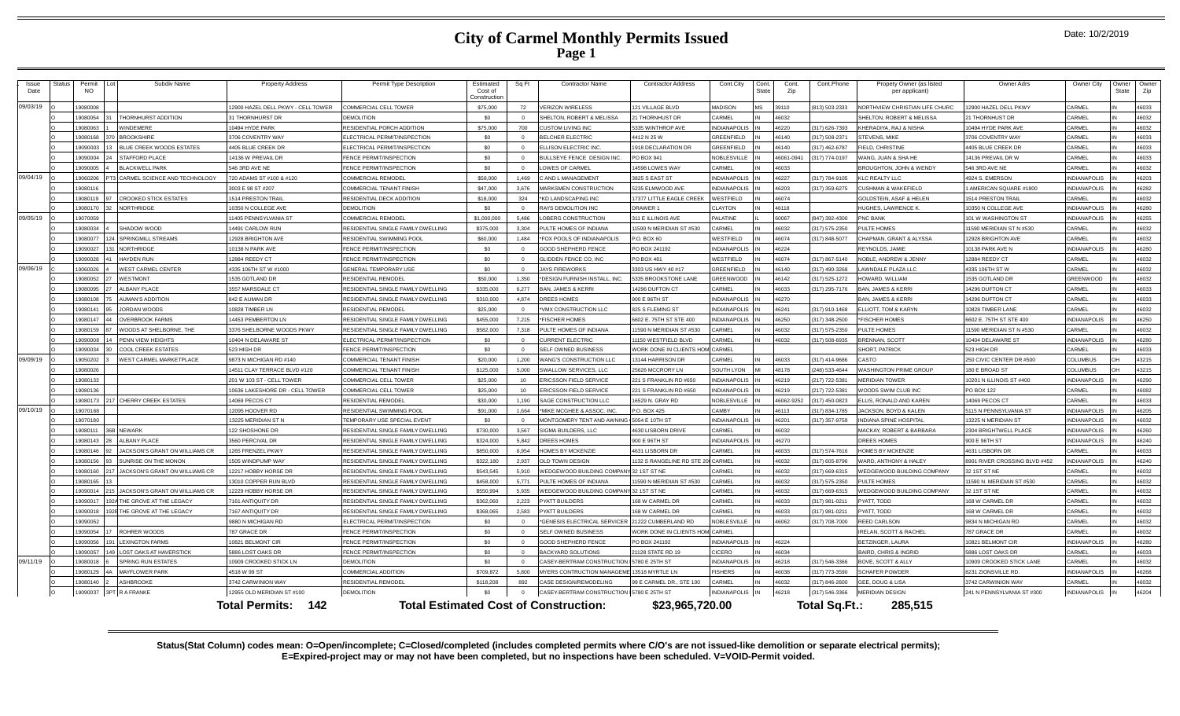# City of Carmel Monthly Permits Issued

## Page 1

Date: 10/2/2019

| Issue Date | Status | Permit NO | Lot | Subdiv Name | Property Address | Permit Type Description | Estimated Cost of Construction | Sq Ft | Contractor Name | Contractor Address | Cont.City | Cont. State | Cont. Zip | Cont.Phone | Propety Owner (as listed per applicant) | Owner Adrs | Owner City | Owner State | Owner Zip |
|---|---|---|---|---|---|---|---|---|---|---|---|---|---|---|---|---|---|---|---|
| 09/03/19 | O | 19080008 | | | 12900 HAZEL DELL PKWY - CELL TOWER | COMMERCIAL CELL TOWER | $75,000 | 72 | VERIZON WIRELESS | 121 VILLAGE BLVD | MADISON | MS | 39110 | (813) 503-2333 | NORTHVIEW CHRISTIAN LIFE CHURC | 12900 HAZEL DELL PKWY | CARMEL | IN | 46033 |
| | O | 19080054 | 31 | THORNHURST ADDITION | 31 THORNHURST DR | DEMOLITION | $0 | 0 | SHELTON, ROBERT & MELISSA | 21 THORNHURST DR | CARMEL | IN | 46032 | | SHELTON, ROBERT & MELISSA | 21 THORNHURST DR | CARMEL | IN | 46032 |
| | O | 19080063 | 1 | WINDEMERE | 10494 HYDE PARK | RESIDENTIAL PORCH ADDITION | $75,000 | 700 | CUSTOM LIVING INC | 5335 WINTHROP AVE | INDIANAPOLIS | IN | 46220 | (317) 626-7393 | KHERADIYA, RAJ & NISHA | 10494 HYDE PARK AVE | CARMEL | IN | 46032 |
| | O | 19080168 | 370 | BROOKSHIRE | 3706 COVENTRY WAY | ELECTRICAL PERMIT/INSPECTION | $0 | 0 | BELCHER ELECTRIC | 4412 N 25 W | GREENFIELD | IN | 46140 | (317) 508-2371 | STEVENS, MIKE | 3706 COVENTRY WAY | CARMEL | IN | 46033 |
| | O | 19090003 | 13 | BLUE CREEK WOODS ESTATES | 4405 BLUE CREEK DR | ELECTRICAL PERMIT/INSPECTION | $0 | 0 | ELLISON ELECTRIC INC. | 1918 DECLARATION DR | GREENFIELD | IN | 46140 | (317) 462-6787 | FIELD, CHRISTINE | 4405 BLUE CREEK DR | CARMEL | IN | 46033 |
| | O | 19090004 | 24 | STAFFORD PLACE | 14136 W PREVAIL DR | FENCE PERMIT/INSPECTION | $0 | 0 | BULLSEYE FENCE DESIGN INC. | PO BOX 941 | NOBLESVILLE | IN | 46061-0941 | (317) 774-0197 | WANG, JUAN & SHA HE | 14136 PREVAIL DR W | CARMEL | IN | 46033 |
| | O | 19090005 | 6 | BLACKWELL PARK | 546 3RD AVE NE | FENCE PERMIT/INSPECTION | $0 | 0 | LOWES OF CARMEL | 14598 LOWES WAY | CARMEL | IN | 46033 | | BROUGHTON, JOHN & WENDY | 546 3RD AVE NE | CARMEL | IN | 46032 |
| 09/04/19 | O | 19060206 | PT3 | CARMEL SCIENCE AND TECHNOLOGY | 720 ADAMS ST #100 & #120 | COMMERCIAL REMODEL | $58,000 | 1,469 | C AND L MANAGEMENT | 3825 S EAST ST | INDIANAPOLIS | IN | 46227 | (317) 784-9105 | KLC REALTY LLC | 4924 S. EMERSON | INDIANAPOLIS | IN | 46203 |
| | O | 19080116 | | | 3003 E 98 ST #207 | COMMERCIAL TENANT FINISH | $47,000 | 3,676 | MARKSMEN CONSTRUCTION | 5235 ELMWOOD AVE | INDIANAPOLIS | IN | 46203 | (317) 359-6275 | CUSHMAN & WAKEFIELD | 1 AMERICAN SQUARE #1800 | INDIANAPOLIS | IN | 46282 |
| | O | 19080119 | 97 | CROOKED STICK ESTATES | 1514 PRESTON TRAIL | RESIDENTIAL DECK ADDITION | $18,000 | 324 | *KD LANDSCAPING INC | 17377 LITTLE EAGLE CREEK | WESTFIELD | IN | 46074 | | GOLDSTEIN, ASAF & HELEN | 1514 PRESTON TRAIL | CARMEL | IN | 46032 |
| | O | 19080170 | 32 | NORTHRIDGE | 10350 N COLLEGE AVE | DEMOLITION | $0 | 0 | RAYS DEMOLITION INC | DRAWER 1 | CLAYTON | IN | 46118 | | HUGHES, LAWRENCE K. | 10350 N COLLEGE AVE | INDIANAPOLIS | IN | 46280 |
| 09/05/19 | O | 19070059 | | | 11405 PENNSYLVANIA ST | COMMERCIAL REMODEL | $1,000,000 | 5,486 | LOBERG CONSTRUCTION | 311 E ILLINOIS AVE | PALATINE | IL | 60067 | (847) 392-4300 | PNC BANK | 101 W WASHINGTON ST | INDIANAPOLIS | IN | 46255 |
| | O | 19080034 | 4 | SHADOW WOOD | 14491 CARLOW RUN | RESIDENTIAL SINGLE FAMILY DWELLING | $375,000 | 3,304 | PULTE HOMES OF INDIANA | 11590 N MERIDIAN ST #530 | CARMEL | IN | 46032 | (317) 575-2350 | PULTE HOMES | 11590 MERIDIAN ST N #530 | CARMEL | IN | 46032 |
| | O | 19080077 | 124 | SPRINGMILL STREAMS | 12928 BRIGHTON AVE | RESIDENTIAL SWIMMING POOL | $60,000 | 1,484 | *FOX POOLS OF INDIANAPOLIS | P.O. BOX 60 | WESTFIELD | IN | 46074 | (317) 848-5077 | CHAPMAN, GRANT & ALYSSA | 12928 BRIGHTON AVE | CARMEL | IN | 46032 |
| | O | 19090027 | 131 | NORTHRIDGE | 10138 N PARK AVE | FENCE PERMIT/INSPECTION | $0 | 0 | GOOD SHEPHERD FENCE | PO BOX 241192 | INDIANAPOLIS | IN | 46224 | | REYNOLDS, JAMIE | 10138 PARK AVE N | INDIANAPOLIS | IN | 46280 |
| | O | 19090028 | 41 | HAYDEN RUN | 12884 REEDY CT | FENCE PERMIT/INSPECTION | $0 | 0 | GLIDDEN FENCE CO. INC | PO BOX 481 | WESTFIELD | IN | 46074 | (317) 867-5140 | NOBLE, ANDREW & JENNY | 12884 REEDY CT | CARMEL | IN | 46032 |
| 09/06/19 | C | 19060026 | 4 | WEST CARMEL CENTER | 4335 106TH ST W #1000 | GENERAL TEMPORARY USE | $0 | 0 | JAYS FIREWORKS | 3303 US HWY 40 #17 | GREENFIELD | IN | 46140 | (317) 490-3268 | LAWNDALE PLAZA LLC | 4335 106TH ST W | CARMEL | IN | 46032 |
| | O | 19080052 | 27 | WESTMONT | 1535 GOTLAND DR | RESIDENTIAL REMODEL | $50,000 | 1,350 | *DESIGN FURNISH INSTALL, INC. | 5335 BROOKSTONE LANE | GREENWOOD | IN | 46142 | (317) 525-1272 | HOWARD, WILLIAM | 1535 GOTLAND DR | GREENWOOD | IN | 46032 |
| | O | 19080095 | 27 | ALBANY PLACE | 3557 MARSDALE CT | RESIDENTIAL SINGLE FAMILY DWELLING | $335,000 | 6,277 | BAN, JAMES & KERRI | 14296 DUFTON CT | CARMEL | IN | 46033 | (317) 295-7176 | BAN, JAMES & KERRI | 14296 DUFTON CT | CARMEL | IN | 46033 |
| | O | 19080108 | 75 | AUMAN'S ADDITION | 842 E AUMAN DR | RESIDENTIAL SINGLE FAMILY DWELLING | $310,000 | 4,874 | DREES HOMES | 900 E 96TH ST | INDIANAPOLIS | IN | 46270 | | BAN, JAMES & KERRI | 14296 DUFTON CT | CARMEL | IN | 46033 |
| | O | 19080141 | 95 | JORDAN WOODS | 10828 TIMBER LN | RESIDENTIAL REMODEL | $25,000 | 0 | *VMX CONSTRUCTION LLC | 825 S FLEMING ST | INDIANAPOLIS | IN | 46241 | (317) 910-1468 | ELLIOTT, TOM & KARYN | 10828 TIMBER LANE | CARMEL | IN | 46032 |
| | O | 19080147 | 44 | OVERBROOK FARMS | 14453 PEMBERTON LN | RESIDENTIAL SINGLE FAMILY DWELLING | $455,000 | 7,215 | *FISCHER HOMES | 6602 E. 75TH ST STE 400 | INDIANAPOLIS | IN | 46250 | (317) 348-2500 | *FISCHER HOMES | 6602 E. 75TH ST STE 400 | INDIANAPOLIS | IN | 46250 |
| | O | 19080159 | 87 | WOODS AT SHELBORNE, THE | 3376 SHELBORNE WOODS PKWY | RESIDENTIAL SINGLE FAMILY DWELLING | $582,000 | 7,318 | PULTE HOMES OF INDIANA | 11590 N MERIDIAN ST #530 | CARMEL | IN | 46032 | (317) 575-2350 | PULTE HOMES | 11590 MERIDIAN ST N #530 | CARMEL | IN | 46032 |
| | O | 19090008 | 14 | PENN VIEW HEIGHTS | 10404 N DELAWARE ST | ELECTRICAL PERMIT/INSPECTION | $0 | 0 | CURRENT ELECTRIC | 11150 WESTFIELD BLVD | CARMEL | IN | 46032 | (317) 508-6935 | BRENNAN, SCOTT | 10404 DELAWARE ST | INDIANAPOLIS | IN | 46280 |
| | O | 19090034 | 30 | COOL CREEK ESTATES | 523 HIGH DR | FENCE PERMIT/INSPECTION | $0 | 0 | SELF OWNED BUSINESS | WORK DONE IN CLIENTS HOM | CARMEL | | | | SHORT, PATRICK | 523 HIGH DR | CARMEL | IN | 46033 |
| 09/09/19 | O | 19050202 | 3 | WEST CARMEL MARKETPLACE | 9873 N MICHIGAN RD #140 | COMMERCIAL TENANT FINISH | $20,000 | 1,200 | WANG'S CONSTRUCTION LLC | 13144 HARRISON DR | CARMEL | IN | 46033 | (317) 414-9686 | CASTO | 250 CIVIC CENTER DR #500 | COLUMBUS | OH | 43215 |
| | O | 19080026 | | | 14511 CLAY TERRACE BLVD #120 | COMMERCIAL TENANT FINISH | $125,000 | 5,000 | SWALLOW SERVICES, LLC | 25626 MCCRORY LN | SOUTH LYON | MI | 48178 | (248) 533-4644 | WASHINGTON PRIME GROUP | 180 E BROAD ST | COLUMBUS | OH | 43215 |
| | O | 19080133 | | | 201 W 103 ST - CELL TOWER | COMMERCIAL CELL TOWER | $25,000 | 10 | ERICSSON FIELD SERVICE | 221 S FRANKLIN RD #650 | INDIANAPOLIS | IN | 46219 | (217) 722-5381 | MERIDIAN TOWER | 10201 N ILLINOIS ST #400 | INDIANAPOLIS | IN | 46290 |
| | O | 19080136 | | | 10636 LAKESHORE DR - CELL TOWER | COMMERCIAL CELL TOWER | $25,000 | 10 | ERICSSON FIELD SERVICE | 221 S FRANKLIN RD #650 | INDIANAPOLIS | IN | 46219 | (217) 722-5381 | WOODS SWIM CLUB INC | PO BOX 122 | CARMEL | IN | 46082 |
| | O | 19080173 | 217 | CHERRY CREEK ESTATES | 14069 PECOS CT | RESIDENTIAL REMODEL | $30,000 | 1,190 | SAGE CONSTRUCTION LLC | 16529 N. GRAY RD | NOBLESVILLE | IN | 46062-9252 | (317) 450-0823 | ELLIS, RONALD AND KAREN | 14069 PECOS CT | CARMEL | IN | 46033 |
| 09/10/19 | O | 19070168 | | | 12095 HOOVER RD | RESIDENTIAL SWIMMING POOL | $91,000 | 1,664 | *MIKE MCGHEE & ASSOC. INC. | P.O. BOX 425 | CAMBY | IN | 46113 | (317) 834-1785 | JACKSON, BOYD & KALEN | 5115 N PENNSYLVANIA ST | INDIANAPOLIS | IN | 46205 |
| | O | 19070180 | | | 13225 MERIDIAN ST N | TEMPORARY USE SPECIAL EVENT | $0 | 0 | MONTGOMERY TENT AND AWNING | 5054 E 10TH ST | INDIANAPOLIS | IN | 46201 | (317) 357-9759 | INDIANA SPINE HOSPITAL | 13225 N MERIDIAN ST | INDIANAPOLIS | IN | 46032 |
| | O | 19080111 | 36B | NEWARK | 122 SHOSHONE DR | RESIDENTIAL SINGLE FAMILY DWELLING | $730,000 | 3,567 | SIGMA BUILDERS, LLC | 4630 LISBORN DRIVE | CARMEL | IN | 46032 | | MACKAY, ROBERT & BARBARA | 2304 BRIGHTWELL PLACE | INDIANAPOLIS | IN | 46260 |
| | O | 19080143 | 28 | ALBANY PLACE | 3560 PERCIVAL DR | RESIDENTIAL SINGLE FAMILY DWELLING | $324,000 | 5,842 | DREES HOMES | 900 E 96TH ST | INDIANAPOLIS | IN | 46270 | | DREES HOMES | 900 E 96TH ST | INDIANAPOLIS | IN | 46240 |
| | O | 19080146 | 92 | JACKSON'S GRANT ON WILLIAMS CR | 1265 FRENZEL PKWY | RESIDENTIAL SINGLE FAMILY DWELLING | $850,000 | 6,954 | HOMES BY MCKENZIE | 4631 LISBORN DR | CARMEL | IN | 46033 | (317) 574-7616 | HOMES BY MCKENZIE | 4631 LISBORN DR | CARMEL | IN | 46033 |
| | O | 19080156 | 93 | SUNRISE ON THE MONON | 1505 WINDPUMP WAY | RESIDENTIAL SINGLE FAMILY DWELLING | $322,180 | 2,937 | OLD TOWN DESIGN | 1132 S RANGELINE RD STE 20 | CARMEL | IN | 46032 | (317) 605-8796 | WARD, ANTHONY & HALEY | 8901 RIVER CROSSING BLVD #452 | INDIANAPOLIS | IN | 46240 |
| | O | 19080160 | 217 | JACKSON'S GRANT ON WILLIAMS CR | 12217 HOBBY HORSE DR | RESIDENTIAL SINGLE FAMILY DWELLING | $543,545 | 5,910 | WEDGEWOOD BUILDING COMPANY | 32 1ST ST NE | CARMEL | IN | 46032 | (317) 669-6315 | WEDGEWOOD BUILDING COMPANY | 32 1ST ST NE | CARMEL | IN | 46032 |
| | O | 19080165 | 13 | | 13010 COPPER RUN BLVD | RESIDENTIAL SINGLE FAMILY DWELLING | $458,000 | 5,771 | PULTE HOMES OF INDIANA | 11590 N MERIDIAN ST #530 | CARMEL | IN | 46032 | (317) 575-2350 | PULTE HOMES | 11590 N. MERIDIAN ST #530 | CARMEL | IN | 46032 |
| | O | 19090014 | 215 | JACKSON'S GRANT ON WILLIAMS CR | 12229 HOBBY HORSE DR | RESIDENTIAL SINGLE FAMILY DWELLING | $550,994 | 5,935 | WEDGEWOOD BUILDING COMPANY | 32 1ST ST NE | CARMEL | IN | 46032 | (317) 669-6315 | WEDGEWOOD BUILDING COMPANY | 32 1ST ST NE | CARMEL | IN | 46032 |
| | O | 19090017 | 192A | THE GROVE AT THE LEGACY | 7161 ANTIQUITY DR | RESIDENTIAL SINGLE FAMILY DWELLING | $362,060 | 2,223 | PYATT BUILDERS | 168 W CARMEL DR | CARMEL | IN | 46033 | (317) 981-0211 | PYATT, TODD | 168 W CARMEL DR | CARMEL | IN | 46032 |
| | O | 19090018 | 192B | THE GROVE AT THE LEGACY | 7167 ANTIQUITY DR | RESIDENTIAL SINGLE FAMILY DWELLING | $368,065 | 2,583 | PYATT BUILDERS | 168 W CARMEL DR | CARMEL | IN | 46033 | (317) 981-0211 | PYATT, TODD | 168 W CARMEL DR | CARMEL | IN | 46032 |
| | O | 19090052 | | | 9880 N MICHIGAN RD | ELECTRICAL PERMIT/INSPECTION | $0 | 0 | *GENESIS ELECTRICAL SERVICES | 21222 CUMBERLAND RD | NOBLESVILLE | IN | 46062 | (317) 708-7000 | REED CARLSON | 9834 N MICHIGAN RD | CARMEL | IN | 46032 |
| | O | 19090054 | 17 | ROHRER WOODS | 787 GRACE DR | FENCE PERMIT/INSPECTION | $0 | 0 | SELF OWNED BUSINESS | WORK DONE IN CLIENTS HOM | CARMEL | | | | IRELAN, SCOTT & RACHEL | 787 GRACE DR | CARMEL | IN | 46032 |
| | O | 19090056 | 191 | LEXINGTON FARMS | 10821 BELMONT CIR | FENCE PERMIT/INSPECTION | $0 | 0 | GOOD SHEPHERD FENCE | PO BOX 241192 | INDIANAPOLIS | IN | 46224 | | BETZINGER, LAURA | 10821 BELMONT CIR | INDIANAPOLIS | IN | 46280 |
| | O | 19090057 | 149 | LOST OAKS AT HAVERSTICK | 5886 LOST OAKS DR | FENCE PERMIT/INSPECTION | $0 | 0 | BACKYARD SOLUTIONS | 21128 STATE RD 19 | CICERO | IN | 46034 | | BAIRD, CHRIS & INGRID | 5886 LOST OAKS DR | CARMEL | IN | 46033 |
| 09/11/19 | O | 19080018 | 6 | SPRING RUN ESTATES | 10909 CROOKED STICK LN | DEMOLITION | $0 | 0 | CASEY-BERTRAM CONSTRUCTION | 5780 E 25TH ST | INDIANAPOLIS | IN | 46218 | (317) 546-3366 | BOVE, SCOTT & ALLY | 10909 CROOKED STICK LANE | CARMEL | IN | 46032 |
| | O | 19080129 | 4A | MAYFLOWER PARK | 4518 W 99 ST | COMMERCIAL ADDITION | $709,872 | 5,800 | MYERS CONTRUCTION MANAGEME | 13518 MYRTLE LN | FISHERS | IN | 46038 | (317) 773-3590 | SCHAFER POWDER | 8231 ZIONSVILLE RD. | INDIANAPOLIS | IN | 46268 |
| | O | 19080140 | 2 | ASHBROOKE | 3742 CARWINION WAY | RESIDENTIAL REMODEL | $118,208 | 892 | CASE DESIGN/REMODELING | 99 E CARMEL DR., STE 100 | CARMEL | IN | 46032 | (317) 846-2600 | GEE, DOUG & LISA | 3742 CARWINION WAY | CARMEL | IN | 46032 |
| | O | 19090037 | 3PT | R A FRANKE | 12955 OLD MERIDIAN ST #100 | DEMOLITION | $0 | 0 | CASEY-BERTRAM CONSTRUCTION | 5780 E 25TH ST | INDIANAPOLIS | IN | 46218 | (317) 546-3366 | MERIDIAN DESIGN | 241 N PENNSYLVANIA ST #300 | INDIANAPOLIS | IN | 46204 |

**Total Permits: 142** | **Total Estimated Cost of Construction: $23,965,720.00** | **Total Sq.Ft.: 285,515**

**Status(Stat Column) codes mean: O=Open/incomplete; C=Closed/completed (includes completed permits where C/O's are not issued-like demolition or separate electrical permits); E=Expired-project may or may not have been completed, but no inspections have been scheduled. V=VOID-Permit voided.**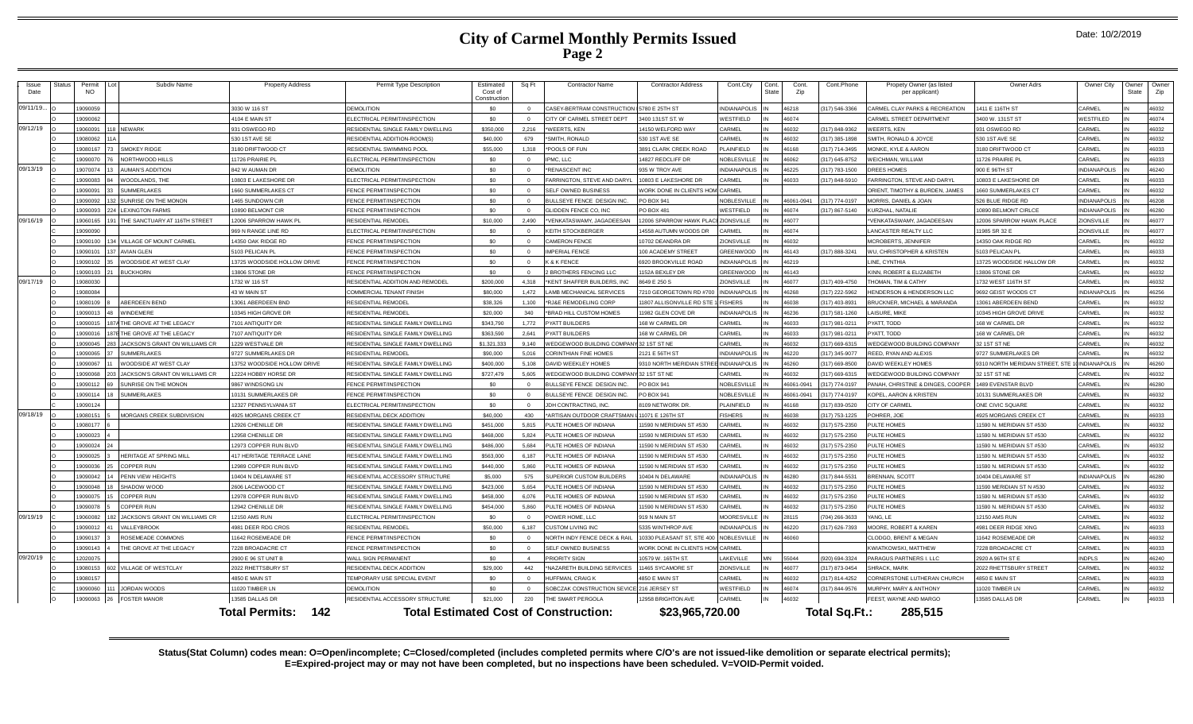# City of Carmel Monthly Permits Issued

## Page 2

Date: 10/2/2019

| Issue Date | Status | Permit NO | Lot | Subdiv Name | Property Address | Permit Type Description | Estimated Cost of Construction | Sq Ft | Contractor Name | Contractor Address | Cont.City | Cont. State | Cont. Zip | Cont.Phone | Propety Owner (as listed per applicant) | Owner Adrs | Owner City | Owner State | Owner Zip |
|---|---|---|---|---|---|---|---|---|---|---|---|---|---|---|---|---|---|---|---|
| 09/11/19... | O | 19090059 | | | 3030 W 116 ST | DEMOLITION | $0 | 0 | CASEY-BERTRAM CONSTRUCTION I | 5780 E 25TH ST | INDIANAPOLIS | IN | 46218 | (317) 546-3366 | CARMEL CLAY PARKS & RECREATION | 1411 E 116TH ST | CARMEL | IN | 46032 |
| | O | 19090062 | | | 4104 E MAIN ST | ELECTRICAL PERMIT/INSPECTION | $0 | 0 | CITY OF CARMEL STREET DEPT | 3400 131ST ST. W | WESTFIELD | IN | 46074 | | CARMEL STREET DEPARTMENT | 3400 W. 131ST ST | WESTFILED | IN | 46074 |
| 09/12/19 | O | 19060091 | 118 | NEWARK | 931 OSWEGO RD | RESIDENTIAL SINGLE FAMILY DWELLING | $350,000 | 2,216 | *WEERTS, KEN | 14150 WELFORD WAY | CARMEL | IN | 46032 | (317) 848-9362 | WEERTS, KEN | 931 OSWEGO RD | CARMEL | IN | 46032 |
| | O | 19080062 | 11A | | 530 1ST AVE SE | RESIDENTIAL ADDITION-ROOM(S) | $40,000 | 679 | *SMITH, RONALD | 530 1ST AVE SE | CARMEL | IN | 46032 | (317) 385-1898 | SMITH, RONALD & JOYCE | 530 1ST AVE SE | CARMEL | IN | 46032 |
| | O | 19080167 | 73 | SMOKEY RIDGE | 3180 DRIFTWOOD CT | RESIDENTIAL SWIMMING POOL | $55,000 | 1,318 | *POOLS OF FUN | 3891 CLARK CREEK ROAD | PLAINFIELD | IN | 46168 | (317) 714-3495 | MONKE, KYLE & AARON | 3180 DRIFTWOOD CT | CARMEL | IN | 46033 |
| | O | 19090070 | 76 | NORTHWOOD HILLS | 11726 PRAIRIE PL | ELECTRICAL PERMIT/INSPECTION | $0 | 0 | IPMC, LLC | 14827 REDCLIFF DR | NOBLESVILLE | IN | 46062 | (317) 645-8752 | WEICHMAN, WILLIAM | 11726 PRAIRIE PL | CARMEL | IN | 46033 |
| 09/13/19 | O | 19070074 | 13 | AUMAN'S ADDITION | 842 W AUMAN DR | DEMOLITION | $0 | 0 | *RENASCENT INC | 935 W TROY AVE | INDIANAPOLIS | IN | 46225 | (317) 783-1500 | DREES HOMES | 900 E 96TH ST | INDIANAPOLIS | IN | 46240 |
| | C | 19090083 | 84 | WOODLANDS, THE | 10803 E LAKESHORE DR | ELECTRICAL PERMIT/INSPECTION | $0 | 0 | FARRINGTON, STEVE AND DARYL | 10803 E LAKESHORE DR | CARMEL | IN | 46033 | (317) 848-5910 | FARRINGTON, STEVE AND DARYL | 10803 E LAKESHORE DR | CARMEL | IN | 46033 |
| | O | 19090091 | 33 | SUMMERLAKES | 1660 SUMMERLAKES CT | FENCE PERMIT/INSPECTION | $0 | 0 | SELF OWNED BUSINESS | WORK DONE IN CLIENTS HOM | CARMEL | | | | ORIENT, TIMOTHY & BURDEN, JAMES | 1660 SUMMERLAKES CT | CARMEL | IN | 46032 |
| | O | 19090092 | 132 | SUNRISE ON THE MONON | 1465 SUNDOWN CIR | FENCE PERMIT/INSPECTION | $0 | 0 | BULLSEYE FENCE DESIGN INC. | PO BOX 941 | NOBLESVILLE | IN | 46061-0941 | (317) 774-0197 | MORRIS, DANIEL & JOAN | 526 BLUE RIDGE RD | INDIANAPOLIS | IN | 46208 |
| | O | 19090093 | 224 | LEXINGTON FARMS | 10890 BELMONT CIR | FENCE PERMIT/INSPECTION | $0 | 0 | GLIDDEN FENCE CO, INC | PO BOX 481 | WESTFIELD | IN | 46074 | (317) 867-5140 | KURZHAL, NATALIE | 10890 BELMONT CIRLCE | INDIANAPOLIS | IN | 46280 |
| 09/16/19 | O | 19060165 | 191 | THE SANCTUARY AT 116TH STREET | 12006 SPARROW HAWK PL | RESIDENTIAL REMODEL | $10,000 | 2,490 | *VENKATASWAMY, JAGADEESAN | 12006 SPARROW HAWK PLACE | ZIONSVILLE | IN | 46077 | | *VENKATASWAMY, JAGADEESAN | 12006 SPARROW HAWK PLACE | ZIONSVILLE | IN | 46077 |
| | C | 19090090 | | | 969 N RANGE LINE RD | ELECTRICAL PERMIT/INSPECTION | $0 | 0 | KEITH STOCKBERGER | 14558 AUTUMN WOODS DR | CARMEL | IN | 46074 | | LANCASTER REALTY LLC | 11985 SR 32 E | ZIONSVILLE | IN | 46077 |
| | O | 19090100 | 134 | VILLAGE OF MOUNT CARMEL | 14350 OAK RIDGE RD | FENCE PERMIT/INSPECTION | $0 | 0 | CAMERON FENCE | 10702 DEANDRA DR | ZIONSVILLE | IN | 46032 | | MCROBERTS, JENNIFER | 14350 OAK RIDGE RD | CARMEL | IN | 46032 |
| | O | 19090101 | 137 | AVIAN GLEN | 5103 PELICAN PL | FENCE PERMIT/INSPECTION | $0 | 0 | IMPERIAL FENCE | 100 ACADEMY STREET | GREENWOOD | IN | 46143 | (317) 888-3241 | WU, CHRISTOPHER & KRISTEN | 5103 PELICAN PL | CARMEL | IN | 46033 |
| | O | 19090102 | 35 | WOODSIDE AT WEST CLAY | 13725 WOODSIDE HOLLOW DRIVE | FENCE PERMIT/INSPECTION | $0 | 0 | K & K FENCE | 6920 BROOKVILLE ROAD | INDIANAPOLIS | IN | 46219 | | LINE, CYNTHIA | 13725 WOODSIDE HALLOW DR | CARMEL | IN | 46032 |
| | O | 19090103 | 21 | BUCKHORN | 13806 STONE DR | FENCE PERMIT/INSPECTION | $0 | 0 | 2 BROTHERS FENCING LLC | 1152A BEXLEY DR | GREENWOOD | IN | 46143 | | KINN, ROBERT & ELIZABETH | 13806 STONE DR | CARMEL | IN | 46032 |
| 09/17/19 | O | 19080030 | | | 1732 W 116 ST | RESIDENTIAL ADDITION AND REMODEL | $200,000 | 4,318 | *KENT SHAFFER BUILDERS, INC | 8649 E 250 S | ZIONSVILLE | IN | 46077 | (317) 409-4750 | THOMAN, TIM & CATHY | 1732 WEST 116TH ST | CARMEL | IN | 46032 |
| | O | 19080084 | | | 43 W MAIN ST | COMMERCIAL TENANT FINISH | $80,000 | 1,472 | LAMB MECHANICAL SERVICES | 7210 GEORGETOWN RD #700 | INDIANAPOLIS | IN | 46268 | (317) 222-5962 | HENDERSON & HENDERSON LLC | 9692 GEIST WOODS CT | INDIANAPOLIS | IN | 46256 |
| | O | 19080109 | 8 | ABERDEEN BEND | 13061 ABERDEEN BND | RESIDENTIAL REMODEL | $38,326 | 1,100 | *RJ&E REMODELING CORP | 11807 ALLISONVILLE RD STE 1 | FISHERS | IN | 46038 | (317) 403-8931 | BRUCKNER, MICHAEL & MARANDA | 13061 ABERDEEN BEND | CARMEL | IN | 46032 |
| | O | 19090013 | 48 | WINDEMERE | 10345 HIGH GROVE DR | RESIDENTIAL REMODEL | $20,000 | 340 | *BRAD HILL CUSTOM HOMES | 11982 GLEN COVE DR | INDIANAPOLIS | IN | 46236 | (317) 581-1260 | LAISURE, MIKE | 10345 HIGH GROVE DRIVE | CARMEL | IN | 46032 |
| | O | 19090015 | 187A | THE GROVE AT THE LEGACY | 7101 ANTIQUITY DR | RESIDENTIAL SINGLE FAMILY DWELLING | $343,790 | 1,772 | PYATT BUILDERS | 168 W CARMEL DR | CARMEL | IN | 46033 | (317) 981-0211 | PYATT, TODD | 168 W CARMEL DR | CARMEL | IN | 46032 |
| | O | 19090016 | 187B | THE GROVE AT THE LEGACY | 7107 ANTIQUITY DR | RESIDENTIAL SINGLE FAMILY DWELLING | $363,590 | 2,641 | PYATT BUILDERS | 168 W CARMEL DR | CARMEL | IN | 46033 | (317) 981-0211 | PYATT, TODD | 168 W CARMEL DR | CARMEL | IN | 46032 |
| | O | 19090045 | 283 | JACKSON'S GRANT ON WILLIAMS CR | 1229 WESTVALE DR | RESIDENTIAL SINGLE FAMILY DWELLING | $1,321,333 | 9,140 | WEDGEWOOD BUILDING COMPANY | 32 1ST ST NE | CARMEL | IN | 46032 | (317) 669-6315 | WEDGEWOOD BUILDING COMPANY | 32 1ST ST NE | CARMEL | IN | 46032 |
| | O | 19090065 | 37 | SUMMERLAKES | 9727 SUMMERLAKES DR | RESIDENTIAL REMODEL | $90,000 | 5,016 | CORINTHIAN FINE HOMES | 2121 E 56TH ST | INDIANAPOLIS | IN | 46220 | (317) 345-9077 | REED, RYAN AND ALEXIS | 9727 SUMMERLAKES DR | CARMEL | IN | 46032 |
| | O | 19090067 | 11 | WOODSIDE AT WEST CLAY | 13752 WOODSIDE HOLLOW DRIVE | RESIDENTIAL SINGLE FAMILY DWELLING | $400,000 | 5,108 | DAVID WEEKLEY HOMES | 9310 NORTH MERIDIAN STREE | INDIANAPOLIS | IN | 46260 | (317) 669-8500 | DAVID WEEKLEY HOMES | 9310 NORTH MERIDIAN STREET, STE 10 | INDIANAPOLIS | IN | 46260 |
| | O | 19090068 | 203 | JACKSON'S GRANT ON WILLIAMS CR | 12224 HOBBY HORSE DR | RESIDENTIAL SINGLE FAMILY DWELLING | $727,479 | 5,605 | WEDGEWOOD BUILDING COMPANY | 32 1ST ST NE | CARMEL | IN | 46032 | (317) 669-6315 | WEDGEWOOD BUILDING COMPANY | 32 1ST ST NE | CARMEL | IN | 46032 |
| | O | 19090112 | 69 | SUNRISE ON THE MONON | 9867 WINDSONG LN | FENCE PERMIT/INSPECTION | $0 | 0 | BULLSEYE FENCE DESIGN INC. | PO BOX 941 | NOBLESVILLE | IN | 46061-0941 | (317) 774-0197 | PANAH, CHRISTINE & DINGES, COOPER | 1489 EVENSTAR BLVD | CARMEL | IN | 46280 |
| | O | 19090114 | 18 | SUMMERLAKES | 10131 SUMMERLAKES DR | FENCE PERMIT/INSPECTION | $0 | 0 | BULLSEYE FENCE DESIGN INC. | PO BOX 941 | NOBLESVILLE | IN | 46061-0941 | (317) 774-0197 | KOPEL, AARON & KRISTEN | 10131 SUMMERLAKES DR | CARMEL | IN | 46032 |
| | C | 19090124 | | | 12327 PENNSYLVANIA ST | ELECTRICAL PERMIT/INSPECTION | $0 | 0 | JDH CONTRACTING, INC. | 8109 NETWORK DR. | PLAINFIELD | IN | 46168 | (317) 839-0520 | CITY OF CARMEL | ONE CIVIC SQUARE | CARMEL | IN | 46032 |
| 09/18/19 | O | 19080151 | 5 | MORGANS CREEK SUBDIVISION | 4925 MORGANS CREEK CT | RESIDENTIAL DECK ADDITION | $40,000 | 430 | *ARTISAN OUTDOOR CRAFTSMAN L | 11071 E 126TH ST | FISHERS | IN | 46038 | (317) 753-1225 | POHRER, JOE | 4925 MORGANS CREEK CT | CARMEL | IN | 46033 |
| | O | 19080177 | 6 | | 12926 CHENILLE DR | RESIDENTIAL SINGLE FAMILY DWELLING | $451,000 | 5,815 | PULTE HOMES OF INDIANA | 11590 N MERIDIAN ST #530 | CARMEL | IN | 46032 | (317) 575-2350 | PULTE HOMES | 11590 N. MERIDIAN ST #530 | CARMEL | IN | 46032 |
| | O | 19090023 | 4 | | 12958 CHENILLE DR | RESIDENTIAL SINGLE FAMILY DWELLING | $468,000 | 5,824 | PULTE HOMES OF INDIANA | 11590 N MERIDIAN ST #530 | CARMEL | IN | 46032 | (317) 575-2350 | PULTE HOMES | 11590 N. MERIDIAN ST #530 | CARMEL | IN | 46032 |
| | O | 19090024 | 24 | | 12973 COPPER RUN BLVD | RESIDENTIAL SINGLE FAMILY DWELLING | $486,000 | 5,684 | PULTE HOMES OF INDIANA | 11590 N MERIDIAN ST #530 | CARMEL | IN | 46032 | (317) 575-2350 | PULTE HOMES | 11590 N. MERIDIAN ST #530 | CARMEL | IN | 46032 |
| | O | 19090025 | 3 | HERITAGE AT SPRING MILL | 417 HERITAGE TERRACE LANE | RESIDENTIAL SINGLE FAMILY DWELLING | $563,000 | 6,187 | PULTE HOMES OF INDIANA | 11590 N MERIDIAN ST #530 | CARMEL | IN | 46032 | (317) 575-2350 | PULTE HOMES | 11590 N. MERIDIAN ST #530 | CARMEL | IN | 46032 |
| | O | 19090036 | 25 | COPPER RUN | 12989 COPPER RUN BLVD | RESIDENTIAL SINGLE FAMILY DWELLING | $440,000 | 5,860 | PULTE HOMES OF INDIANA | 11590 N MERIDIAN ST #530 | CARMEL | IN | 46032 | (317) 575-2350 | PULTE HOMES | 11590 N. MERIDIAN ST #530 | CARMEL | IN | 46032 |
| | O | 19090042 | 14 | PENN VIEW HEIGHTS | 10404 N DELAWARE ST | RESIDENTIAL ACCESSORY STRUCTURE | $5,000 | 575 | SUPERIOR CUSTOM BUILDERS | 10404 N DELAWARE | INDIANAPOLIS | IN | 46280 | (317) 844-5531 | BRENNAN, SCOTT | 10404 DELAWARE ST | INDIANAPOLIS | IN | 46280 |
| | O | 19090048 | 18 | SHADOW WOOD | 2606 LACEWOOD CT | RESIDENTIAL SINGLE FAMILY DWELLING | $423,000 | 5,654 | PULTE HOMES OF INDIANA | 11590 N MERIDIAN ST #530 | CARMEL | IN | 46032 | (317) 575-2350 | PULTE HOMES | 11590 MERIDIAN ST N #530 | CARMEL | IN | 46032 |
| | O | 19090075 | 15 | COPPER RUN | 12978 COPPER RUN BLVD | RESIDENTIAL SINGLE FAMILY DWELLING | $458,000 | 6,076 | PULTE HOMES OF INDIANA | 11590 N MERIDIAN ST #530 | CARMEL | IN | 46032 | (317) 575-2350 | PULTE HOMES | 11590 N. MERIDIAN ST #530 | CARMEL | IN | 46032 |
| | O | 19090078 | 5 | COPPER RUN | 12942 CHENILLE DR | RESIDENTIAL SINGLE FAMILY DWELLING | $454,000 | 5,860 | PULTE HOMES OF INDIANA | 11590 N MERIDIAN ST #530 | CARMEL | IN | 46032 | (317) 575-2350 | PULTE HOMES | 11590 N. MERIDIAN ST #530 | CARMEL | IN | 46032 |
| 09/19/19 | C | 19060082 | 182 | JACKSON'S GRANT ON WILLIAMS CR | 12150 AMS RUN | ELECTRICAL PERMIT/INSPECTION | $0 | 0 | POWER HOME, LLC | 919 N MAIN ST | MOORESVILLE | IN | 28115 | (704) 266-3633 | YANG, LE | 12150 AMS RUN | CARMEL | IN | 46032 |
| | O | 19090012 | 41 | VALLEYBROOK | 4981 DEER RDG CROS | RESIDENTIAL REMODEL | $50,000 | 6,187 | CUSTOM LIVING INC | 5335 WINTHROP AVE | INDIANAPOLIS | IN | 46220 | (317) 626-7393 | MOORE, ROBERT & KAREN | 4981 DEER RIDGE XING | CARMEL | IN | 46033 |
| | O | 19090137 | 3 | ROSEMEADE COMMONS | 11642 ROSEMEADE DR | FENCE PERMIT/INSPECTION | $0 | 0 | NORTH INDY FENCE DECK & RAIL | 10330 PLEASANT ST, STE 400 | NOBLESVILLE | IN | 46060 | | CLODGO, BRENT & MEGAN | 11642 ROSEMEADE DR | CARMEL | IN | 46032 |
| | O | 19090143 | 4 | THE GROVE AT THE LEGACY | 7228 BROADACRE CT | FENCE PERMIT/INSPECTION | $0 | 0 | SELF OWNED BUSINESS | WORK DONE IN CLIENTS HOM | CARMEL | | | | KWIATKOWSKI, MATTHEW | 7228 BROADACRE CT | CARMEL | IN | 46033 |
| 09/20/19 | C | 12020075 | | | 2900 E 96 ST UNIT B | WALL SIGN PERMANENT | $0 | 4 | PRIORITY SIGN | 10579 W. 165TH ST. | LAKEVILLE | MN | 55044 | (920) 694-3324 | PARAGUS PARTNERS I, LLC | 2920 A 96TH ST E | INDPLS | IN | 46240 |
| | O | 19080153 | 602 | VILLAGE OF WESTCLAY | 2022 RHETTSBURY ST | RESIDENTIAL DECK ADDITION | $29,000 | 442 | *NAZARETH BUILDING SERVICES | 11465 SYCAMORE ST | ZIONSVILLE | IN | 46077 | (317) 873-0454 | SHRACK, MARK | 2022 RHETTSBURY STREET | CARMEL | IN | 46032 |
| | O | 19080157 | | | 4850 E MAIN ST | TEMPORARY USE SPECIAL EVENT | $0 | 0 | HUFFMAN, CRAIG K | 4850 E MAIN ST | CARMEL | IN | 46032 | (317) 814-4252 | CORNERSTONE LUTHERAN CHURCH | 4850 E MAIN ST | CARMEL | IN | 46033 |
| | O | 19090060 | 111 | JORDAN WOODS | 11020 TIMBER LN | DEMOLITION | $0 | 0 | SOBCZAK CONSTRUCTION SEVICE | 216 JERSEY ST | WESTFIELD | IN | 46074 | (317) 844-9576 | MURPHY, MARY & ANTHONY | 11020 TIMBER LN | CARMEL | IN | 46032 |
| | O | 19090063 | 26 | FOSTER MANOR | 13585 DALLAS DR | RESIDENTIAL ACCESSORY STRUCTURE | $21,000 | 220 | THE SMART PERGOLA | 12958 BRIGHTON AVE | CARMEL | IN | 46032 | | FEEST, WAYNE AND MARGO | 13585 DALLAS DR | CARMEL | IN | 46033 |

**Total Permits: 142** **Total Estimated Cost of Construction: $23,965,720.00** **Total Sq.Ft.: 285,515**

**Status(Stat Column) codes mean: O=Open/incomplete; C=Closed/completed (includes completed permits where C/O's are not issued-like demolition or separate electrical permits); E=Expired-project may or may not have been completed, but no inspections have been scheduled. V=VOID-Permit voided.**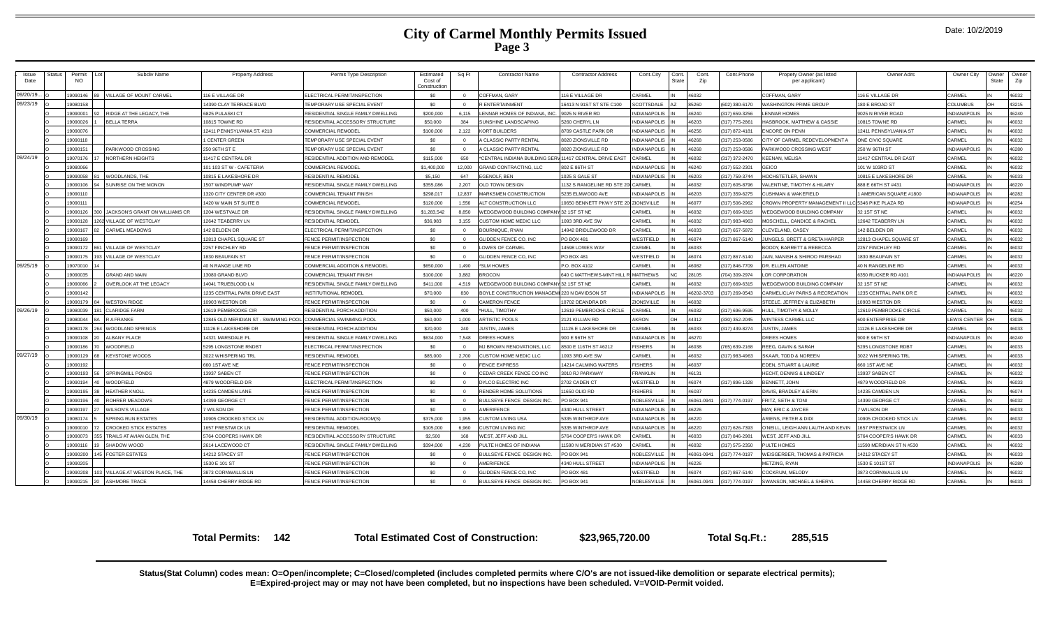# City of Carmel Monthly Permits Issued

## Page 3

Date: 10/2/2019

| Issue Date | Status | Permit NO | Lot | Subdiv Name | Property Address | Permit Type Description | Estimated Cost of Construction | Sq Ft | Contractor Name | Contractor Address | Cont.City | Cont. State | Cont. Zip | Cont.Phone | Propety Owner (as listed per applicant) | Owner Adrs | Owner City | Owner State | Owner Zip |
|---|---|---|---|---|---|---|---|---|---|---|---|---|---|---|---|---|---|---|---|
| 09/20/19... | O | 19090146 | 89 | VILLAGE OF MOUNT CARMEL | 116 E VILLAGE DR | ELECTRICAL PERMIT/INSPECTION | $0 | 0 | COFFMAN, GARY | 116 E VILLAGE DR | CARMEL | IN | 46032 | | COFFMAN, GARY | 116 E VILLAGE DR | CARMEL | IN | 46032 |
| 09/23/19 | O | 19080158 | | | 14390 CLAY TERRACE BLVD | TEMPORARY USE SPECIAL EVENT | $0 | 0 | R ENTERTAINMENT | 16413 N 91ST ST STE C100 | SCOTTSDALE | AZ | 85260 | (602) 380-6170 | WASHINGTON PRIME GROUP | 180 E BROAD ST | COLUMBUS | OH | 43215 |
| | O | 19090001 | 92 | RIDGE AT THE LEGACY, THE | 6825 PULASKI CT | RESIDENTIAL SINGLE FAMILY DWELLING | $200,000 | 6,115 | LENNAR HOMES OF INDIANA, INC. | 9025 N RIVER RD | INDIANAPOLIS | IN | 46240 | (317) 659-3256 | LENNAR HOMES | 9025 N RIVER ROAD | INDIANAPOLIS | IN | 46240 |
| | O | 19090026 | 1 | BELLA TERRA | 10815 TOWNE RD | RESIDENTIAL ACCESSORY STRUCTURE | $50,000 | 384 | SUNSHINE LANDSCAPING | 5260 CHERYL LN | INDIANAPOLIS | IN | 46203 | (317) 775-2861 | HASBROOK, MATTHEW & CASSIE | 10815 TOWNE RD | CARMEL | IN | 46032 |
| | O | 19090076 | | | 12411 PENNSYLVANIA ST. #210 | COMMERCIAL REMODEL | $100,000 | 2,122 | KORT BUILDERS | 8709 CASTLE PARK DR | INDIANAPOLIS | IN | 46256 | (317) 872-4181 | ENCORE ON PENN | 12411 PENNSYLVANIA ST | CARMEL | IN | 46032 |
| | O | 19090118 | | | 1 CENTER GREEN | TEMPORARY USE SPECIAL EVENT | $0 | 0 | A CLASSIC PARTY RENTAL | 8020 ZIONSVILLE RD | INDIANAPOLIS | IN | 46268 | (317) 253-0586 | CITY OF CARMEL REDEVELOPMENT A | ONE CIVIC SQUARE | CARMEL | IN | 46032 |
| | O | 19090151 | | PARKWOOD CROSSING | 250 96TH ST E | TEMPORARY USE SPECIAL EVENT | $0 | 0 | A CLASSIC PARTY RENTAL | 8020 ZIONSVILLE RD | INDIANAPOLIS | IN | 46268 | (317) 253-0586 | PARKWOOD CROSSING WEST | 250 W 96TH ST | INDIANAPOLIS | IN | 46280 |
| 09/24/19 | O | 19070176 | 17 | NORTHERN HEIGHTS | 11417 E CENTRAL DR | RESIDENTIAL ADDITION AND REMODEL | $115,000 | 650 | *CENTRAL INDIANA BUILDING SERV | 11417 CENTRAL DRIVE EAST | CARMEL | IN | 46032 | (317) 372-2470 | KEENAN, MELISA | 11417 CENTRAL DR EAST | CARMEL | IN | 46032 |
| | O | 19080066 | | | 101 103 ST W - CAFETERIA | COMMERCIAL REMODEL | $1,400,000 | 12,000 | GRAND CONTRACTING, LLC | 802 E 86TH ST | INDIANAPOLIS | IN | 46240 | (317) 552-2301 | GEICO | 101 W 103RD ST | CARMEL | IN | 46032 |
| | O | 19090058 | 81 | WOODLANDS, THE | 10815 E LAKESHORE DR | RESIDENTIAL REMODEL | $5,150 | 647 | EGENOLF, BEN | 1025 S GALE ST | INDIANAPOLIS | IN | 46203 | (317) 759-3744 | HOCHSTETLER, SHAWN | 10815 E LAKESHORE DR | CARMEL | IN | 46033 |
| | O | 19090106 | 94 | SUNRISE ON THE MONON | 1507 WINDPUMP WAY | RESIDENTIAL SINGLE FAMILY DWELLING | $355,086 | 2,207 | OLD TOWN DESIGN | 1132 S RANGELINE RD STE 200 | CARMEL | IN | 46032 | (317) 605-8796 | VALENTINE, TIMOTHY & HILARY | 888 E 66TH ST #431 | INDIANAPOLIS | IN | 46220 |
| | O | 19090110 | | | 1320 CITY CENTER DR #300 | COMMERCIAL TENANT FINISH | $298,017 | 12,837 | MARKSMEN CONSTRUCTION | 5235 ELMWOOD AVE | INDIANAPOLIS | IN | 46203 | (317) 359-6275 | CUSHMAN & WAKEFIELD | 1 AMERICAN SQUARE #1800 | INDIANAPOLIS | IN | 46282 |
| | O | 19090111 | | | 1420 W MAIN ST SUITE B | COMMERCIAL REMODEL | $120,000 | 1,556 | ALT CONSTRUCTION LLC | 10650 BENNETT PKWY STE 200 | ZIONSVILLE | IN | 46077 | (317) 506-2962 | CROWN PROPERTY MANAGEMENT II LLC | 5346 PIKE PLAZA RD | INDIANAPOLIS | IN | 46254 |
| | O | 19090126 | 300 | JACKSON'S GRANT ON WILLIAMS CR | 1204 WESTVALE DR | RESIDENTIAL SINGLE FAMILY DWELLING | $1,283,542 | 8,850 | WEDGEWOOD BUILDING COMPANY | 32 1ST ST NE | CARMEL | IN | 46032 | (317) 669-6315 | WEDGEWOOD BUILDING COMPANY | 32 1ST ST NE | CARMEL | IN | 46032 |
| | O | 19090128 | 1262 | VILLAGE OF WESTCLAY | 12642 TEABERRY LN | RESIDENTIAL REMODEL | $36,983 | 3,155 | CUSTOM HOME MEDIC LLC | 1093 3RD AVE SW | CARMEL | IN | 46032 | (317) 983-4963 | MOSCHELL, CANDICE & RACHEL | 12642 TEABERRY LN | CARMEL | IN | 46032 |
| | O | 19090167 | 82 | CARMEL MEADOWS | 142 BELDEN DR | ELECTRICAL PERMIT/INSPECTION | $0 | 0 | BOURNIQUE, RYAN | 14942 BRIDLEWOOD DR | CARMEL | IN | 46033 | (317) 657-5872 | CLEVELAND, CASEY | 142 BELDEN DR | CARMEL | IN | 46032 |
| | O | 19090169 | | | 12813 CHAPEL SQUARE ST | FENCE PERMIT/INSPECTION | $0 | 0 | GLIDDEN FENCE CO, INC | PO BOX 481 | WESTFIELD | IN | 46074 | (317) 867-5140 | JUNGELS, BRETT & GRETA HARPER | 12813 CHAPEL SQUARE ST | CARMEL | IN | 46032 |
| | O | 19090172 | 861 | VILLAGE OF WESTCLAY | 2257 FINCHLEY RD | FENCE PERMIT/INSPECTION | $0 | 0 | LOWES OF CARMEL | 14598 LOWES WAY | CARMEL | IN | 46033 | | BOODY, BARRETT & REBECCA | 2257 FINCHLEY RD | CARMEL | IN | 46032 |
| | O | 19090175 | 193 | VILLAGE OF WESTCLAY | 1830 BEAUFAIN ST | FENCE PERMIT/INSPECTION | $0 | 0 | GLIDDEN FENCE CO, INC | PO BOX 481 | WESTFIELD | IN | 46074 | (317) 867-5140 | JAIN, MANISH & SHIROO PARSHAD | 1830 BEAUFAIN ST | CARMEL | IN | 46032 |
| 09/25/19 | O | 19070010 | 14 | | 40 N RANGE LINE RD | COMMERCIAL ADDITION & REMODEL | $650,000 | 1,490 | *SLM HOMES | P.O. BOX 4102 | CARMEL | IN | 46082 | (317) 846-7709 | DR. ELLEN ANTOINE | 40 N RANGELINE RD | CARMEL | IN | 46032 |
| | O | 19090035 | | GRAND AND MAIN | 13080 GRAND BLVD | COMMERCIAL TENANT FINISH | $100,000 | 3,882 | BROCON | 640 C MATTHEWS-MINT HILL R | MATTHEWS | NC | 28105 | (704) 309-2974 | LOR CORPORATION | 6350 RUCKER RD #101 | INDIANAPOLIS | IN | 46220 |
| | O | 19090066 | 2 | OVERLOOK AT THE LEGACY | 14041 TRUEBLOOD LN | RESIDENTIAL SINGLE FAMILY DWELLING | $411,000 | 4,519 | WEDGEWOOD BUILDING COMPANY | 32 1ST ST NE | CARMEL | IN | 46032 | (317) 669-6315 | WEDGEWOOD BUILDING COMPANY | 32 1ST ST NE | CARMEL | IN | 46032 |
| | O | 19090142 | | | 1235 CENTRAL PARK DRIVE EAST | INSTITUTIONAL REMODEL | $70,000 | 830 | BOYLE CONSTRUCTION MANAGEM | 220 N DAVIDSON ST | INDIANAPOLIS | IN | 46202-3703 | (317) 269-0543 | CARMEL/CLAY PARKS & RECREATION | 1235 CENTRAL PARK DR E | CARMEL | IN | 46032 |
| | O | 19090179 | 84 | WESTON RIDGE | 10903 WESTON DR | FENCE PERMIT/INSPECTION | $0 | 0 | CAMERON FENCE | 10702 DEANDRA DR | ZIONSVILLE | IN | 46032 | | STEELE, JEFFREY & ELIZABETH | 10903 WESTON DR | CARMEL | IN | 46032 |
| 09/26/19 | O | 19080039 | 181 | CLARIDGE FARM | 12619 PEMBROOKE CIR | RESIDENTIAL PORCH ADDITION | $50,000 | 400 | *HULL, TIMOTHY | 12619 PEMBROOKE CIRCLE | CARMEL | IN | 46032 | (317) 696-9595 | HULL, TIMOTHY & MOLLY | 12619 PEMBROOKE CIRCLE | CARMEL | IN | 46032 |
| | O | 19080044 | 8A | R A FRANKE | 12845 OLD MERIDIAN ST - SWIMMING POOL | COMMERCIAL SWIMMING POOL | $60,000 | 1,000 | ARTISTIC POOLS | 2121 KILLIAN RD | AKRON | OH | 44312 | (330) 352-2045 | WINTESS CARMEL LLC | 600 ENTERPRISE DR | LEWIS CENTER | OH | 43035 |
| | O | 19080178 | 264 | WOODLAND SPRINGS | 11126 E LAKESHORE DR | RESIDENTIAL PORCH ADDITION | $20,000 | 240 | JUSTIN, JAMES | 11126 E LAKESHORE DR | CARMEL | IN | 46033 | (317) 439-8274 | JUSTIN, JAMES | 11126 E LAKESHORE DR | CARMEL | IN | 46033 |
| | O | 19090108 | 20 | ALBANY PLACE | 14321 MARSDALE PL | RESIDENTIAL SINGLE FAMILY DWELLING | $634,000 | 7,548 | DREES HOMES | 900 E 96TH ST | INDIANAPOLIS | IN | 46270 | | DREES HOMES | 900 E 96TH ST | INDIANAPOLIS | IN | 46240 |
| | O | 19090186 | 70 | WOODFIELD | 5295 LONGSTONE RNDBT | ELECTRICAL PERMIT/INSPECTION | $0 | 0 | MJ BROWN RENOVATIONS, LLC | 8500 E 116TH ST #6212 | FISHERS | IN | 46038 | (765) 639-2168 | REEG, GAVIN & SARAH | 5295 LONGSTONE RDBT | CARMEL | IN | 46033 |
| 09/27/19 | O | 19090129 | 68 | KEYSTONE WOODS | 3022 WHISPERING TRL | RESIDENTIAL REMODEL | $85,000 | 2,700 | CUSTOM HOME MEDIC LLC | 1093 3RD AVE SW | CARMEL | IN | 46032 | (317) 983-4963 | SKAAR, TODD & NOREEN | 3022 WHISPERING TRL | CARMEL | IN | 46033 |
| | O | 19090192 | | | 660 1ST AVE NE | FENCE PERMIT/INSPECTION | $0 | 0 | FENCE EXPRESS | 14214 CALMING WATERS | FISHERS | IN | 46037 | | EDEN, STUART & LAURIE | 660 1ST AVE NE | CARMEL | IN | 46032 |
| | O | 19090193 | 56 | SPRINGMILL PONDS | 13937 SABEN CT | FENCE PERMIT/INSPECTION | $0 | 0 | CEDAR CREEK FENCE CO INC | 3010 RJ PARKWAY | FRANKLIN | IN | 46131 | | HECHT, DENNIS & LINDSEY | 13937 SABEN CT | CARMEL | IN | 46032 |
| | O | 19090194 | 40 | WOODFIELD | 4879 WOODFIELD DR | ELECTRICAL PERMIT/INSPECTION | $0 | 0 | DYLCO ELECTRIC INC | 2702 CADEN CT | WESTFIELD | IN | 46074 | (317) 896-1328 | BENNETT, JOHN | 4879 WOODFIELD DR | CARMEL | IN | 46033 |
| | O | 19090195 | 38 | HEATHER KNOLL | 14235 CAMDEN LANE | FENCE PERMIT/INSPECTION | $0 | 0 | RENDER HOME SOLUTIONS | 11650 OLIO RD | FISHERS | IN | 46037 | | DAVIS, BRADLEY & ERIN | 14235 CAMDEN LN | CARMEL | IN | 46074 |
| | O | 19090196 | 40 | ROHRER MEADOWS | 14399 GEORGE CT | FENCE PERMIT/INSPECTION | $0 | 0 | BULLSEYE FENCE DESIGN INC. | PO BOX 941 | NOBLESVILLE | IN | 46061-0941 | (317) 774-0197 | FRITZ, SETH & TONI | 14399 GEORGE CT | CARMEL | IN | 46032 |
| | O | 19090197 | 27 | WILSON'S VILLAGE | 7 WILSON DR | FENCE PERMIT/INSPECTION | $0 | 0 | AMERIFENCE | 4340 HULL STREET | INDIANAPOLIS | IN | 46226 | | MAY, ERIC & JAYCEE | 7 WILSON DR | CARMEL | IN | 46033 |
| 09/30/19 | O | 19080174 | 5 | SPRING RUN ESTATES | 10905 CROOKED STICK LN | RESIDENTIAL ADDITION-ROOM(S) | $375,000 | 1,955 | CUSTOM LIVING USA | 5335 WINTHROP AVE | INDIANAPOLIS | IN | 46220 | | ARIENS, PETER & DIDI | 10905 CROOKED STICK LN | CARMEL | IN | 46032 |
| | O | 19090010 | 72 | CROOKED STICK ESTATES | 1657 PRESTWICK LN | RESIDENTIAL REMODEL | $105,000 | 6,960 | CUSTOM LIVING INC | 5335 WINTHROP AVE | INDIANAPOLIS | IN | 46220 | (317) 626-7393 | O'NEILL, LEIGH ANN LAUTH AND KEVIN | 1657 PRESTWICK LN | CARMEL | IN | 46032 |
| | O | 19090073 | 355 | TRAILS AT AVIAN GLEN, THE | 5764 COOPERS HAWK DR | RESIDENTIAL ACCESSORY STRUCTURE | $2,500 | 168 | WEST, JEFF AND JILL | 5764 COOPER'S HAWK DR | CARMEL | IN | 46033 | (317) 846-2981 | WEST, JEFF AND JILL | 5764 COOPER'S HAWK DR | CARMEL | IN | 46033 |
| | O | 19090116 | 19 | SHADOW WOOD | 2614 LACEWOOD CT | RESIDENTIAL SINGLE FAMILY DWELLING | $394,000 | 4,230 | PULTE HOMES OF INDIANA | 11590 N MERIDIAN ST #530 | CARMEL | IN | 46032 | (317) 575-2350 | PULTE HOMES | 11590 MERIDIAN ST N #530 | CARMEL | IN | 46032 |
| | O | 19090200 | 145 | FOSTER ESTATES | 14212 STACEY ST | FENCE PERMIT/INSPECTION | $0 | 0 | BULLSEYE FENCE DESIGN INC. | PO BOX 941 | NOBLESVILLE | IN | 46061-0941 | (317) 774-0197 | WEISGERBER, THOMAS & PATRICIA | 14212 STACEY ST | CARMEL | IN | 46033 |
| | O | 19090205 | | | 1530 E 101 ST | FENCE PERMIT/INSPECTION | $0 | 0 | AMERIFENCE | 4340 HULL STREET | INDIANAPOLIS | IN | 46226 | | METZING, RYAN | 1530 E 101ST ST | INDIANAPOLIS | IN | 46280 |
| | O | 19090208 | 103 | VILLAGE AT WESTON PLACE, THE | 3873 CORNWALLIS LN | FENCE PERMIT/INSPECTION | $0 | 0 | GLIDDEN FENCE CO, INC | PO BOX 481 | WESTFIELD | IN | 46074 | (317) 867-5140 | COCKRUM, MELODY | 3873 CORNWALLIS LN | CARMEL | IN | 46032 |
| | O | 19090215 | 20 | ASHMORE TRACE | 14458 CHERRY RIDGE RD | FENCE PERMIT/INSPECTION | $0 | 0 | BULLSEYE FENCE DESIGN INC. | PO BOX 941 | NOBLESVILLE | IN | 46061-0941 | (317) 774-0197 | SWANSON, MICHAEL & SHERYL | 14458 CHERRY RIDGE RD | CARMEL | IN | 46033 |

**Total Permits: 142** **Total Estimated Cost of Construction: $23,965,720.00** **Total Sq.Ft.: 285,515**

**Status(Stat Column) codes mean: O=Open/incomplete; C=Closed/completed (includes completed permits where C/O's are not issued-like demolition or separate electrical permits); E=Expired-project may or may not have been completed, but no inspections have been scheduled. V=VOID-Permit voided.**